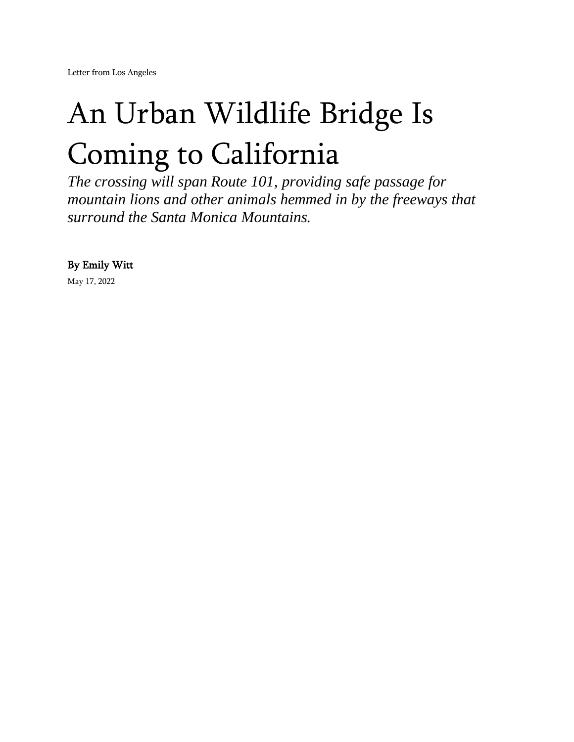Letter from Los Angeles

# An Urban Wildlife Bridge Is Coming to California

*The crossing will span Route 101, providing safe passage for mountain lions and other animals hemmed in by the freeways that surround the Santa Monica Mountains.*

By Emily Witt

May 17, 2022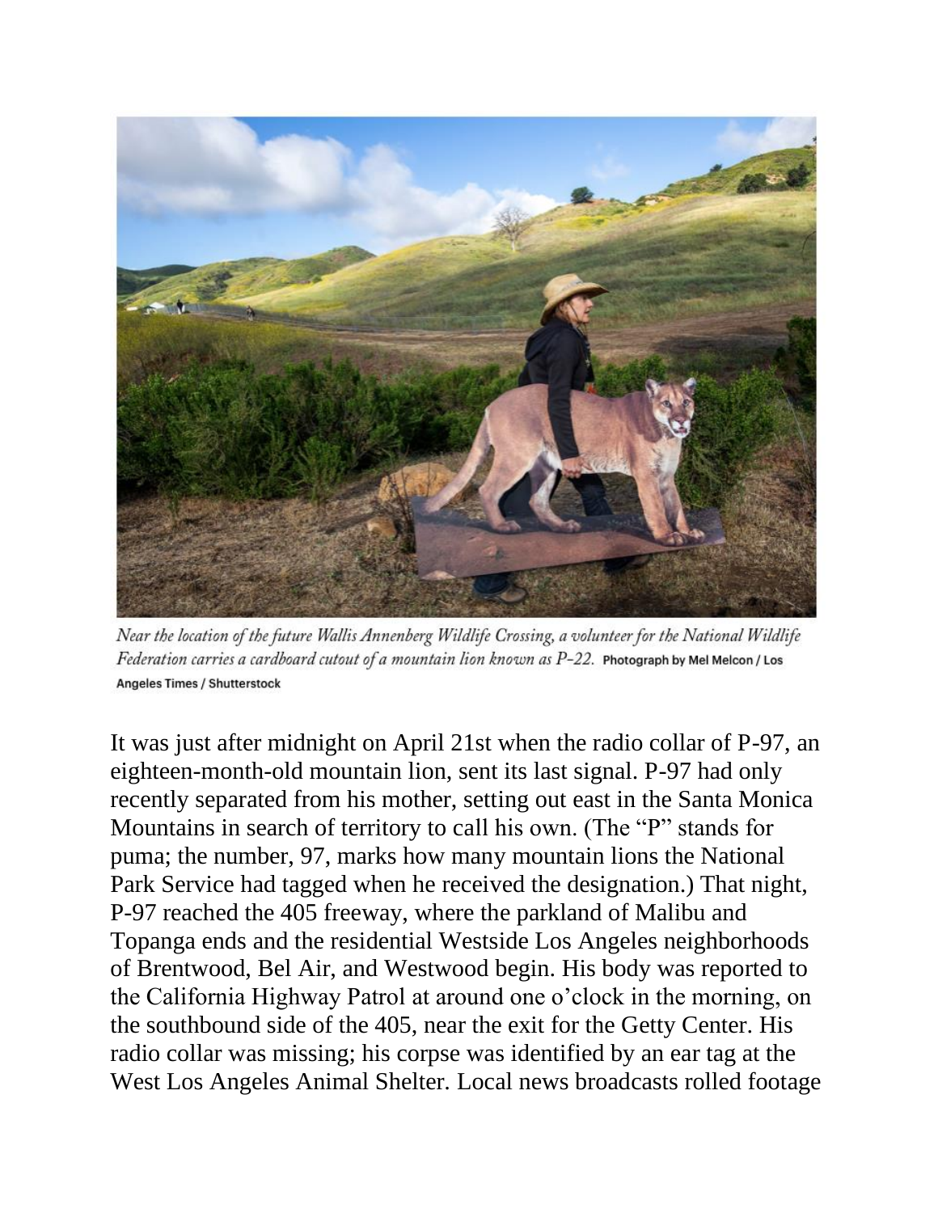*Near the location of the future Wallis Annenberg Wildlife Crossing, a volunteer for the National Wildlife Federation carries a cardboard cutout of a mountain lion known as P-22.* Photograph by Mel Melcon / Los Angeles Times / Shutterstock

It was just after midnight on April 21st when the radio collar of P-97, an eighteen-month-old mountain lion, sent its last signal. P-97 had only recently separated from his mother, setting out east in the Santa Monica Mountains in search of territory to call his own. (The "P" stands for puma; the number, 97, marks how many mountain lions the National Park Service had tagged when he received the designation.) That night, P-97 reached the 405 freeway, where the parkland of Malibu and Topanga ends and the residential Westside Los Angeles neighborhoods of Brentwood, Bel Air, and Westwood begin. His body was reported to the California Highway Patrol at around one o'clock in the morning, on the southbound side of the 405, near the exit for the Getty Center. His radio collar was missing; his corpse was identified by an ear tag at the West Los Angeles Animal Shelter. Local news broadcasts rolled footage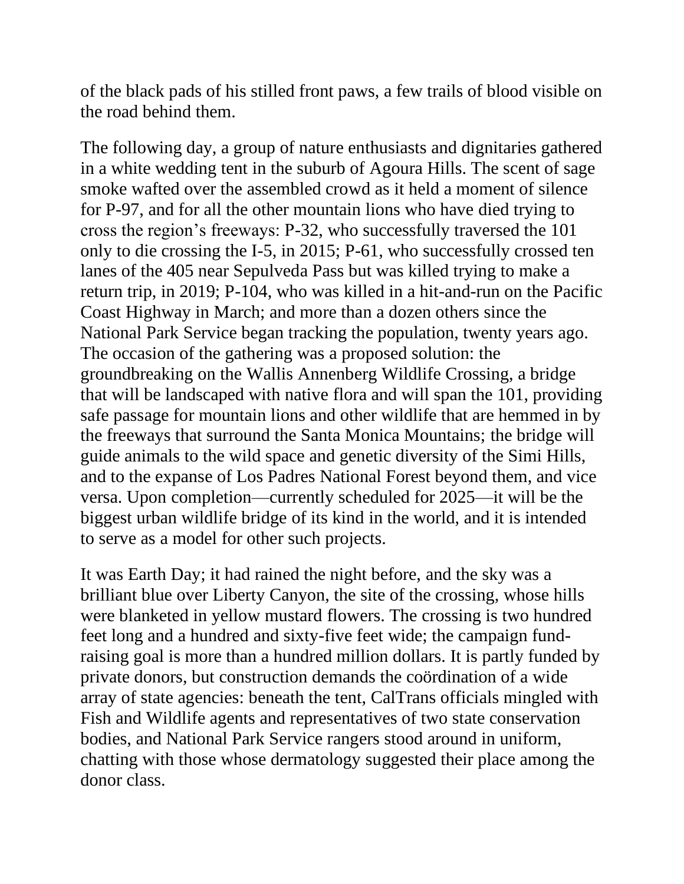of the black pads of his stilled front paws, a few trails of blood visible on the road behind them.

The following day, a group of nature enthusiasts and dignitaries gathered in a white wedding tent in the suburb of Agoura Hills. The scent of sage smoke wafted over the assembled crowd as it held a moment of silence for P-97, and for all the other mountain lions who have died trying to cross the region's freeways: P-32, who successfully traversed the 101 only to die crossing the I-5, in 2015; P-61, who successfully crossed ten lanes of the 405 near Sepulveda Pass but was killed trying to make a return trip, in 2019; P-104, who was killed in a hit-and-run on the Pacific Coast Highway in March; and more than a dozen others since the National Park Service began tracking the population, twenty years ago. The occasion of the gathering was a proposed solution: the groundbreaking on the Wallis Annenberg Wildlife Crossing, a bridge that will be landscaped with native flora and will span the 101, providing safe passage for mountain lions and other wildlife that are hemmed in by the freeways that surround the Santa Monica Mountains; the bridge will guide animals to the wild space and genetic diversity of the Simi Hills, and to the expanse of Los Padres National Forest beyond them, and vice versa. Upon completion—currently scheduled for 2025—it will be the biggest urban wildlife bridge of its kind in the world, and it is intended to serve as a model for other such projects.

It was Earth Day; it had rained the night before, and the sky was a brilliant blue over Liberty Canyon, the site of the crossing, whose hills were blanketed in yellow mustard flowers. The crossing is two hundred feet long and a hundred and sixty-five feet wide; the campaign fund-raising goal is more than a hundred million dollars. It is partly funded by private donors, but construction demands the coördination of a wide array of state agencies: beneath the tent, CalTrans officials mingled with Fish and Wildlife agents and representatives of two state conservation bodies, and National Park Service rangers stood around in uniform, chatting with those whose dermatology suggested their place among the donor class.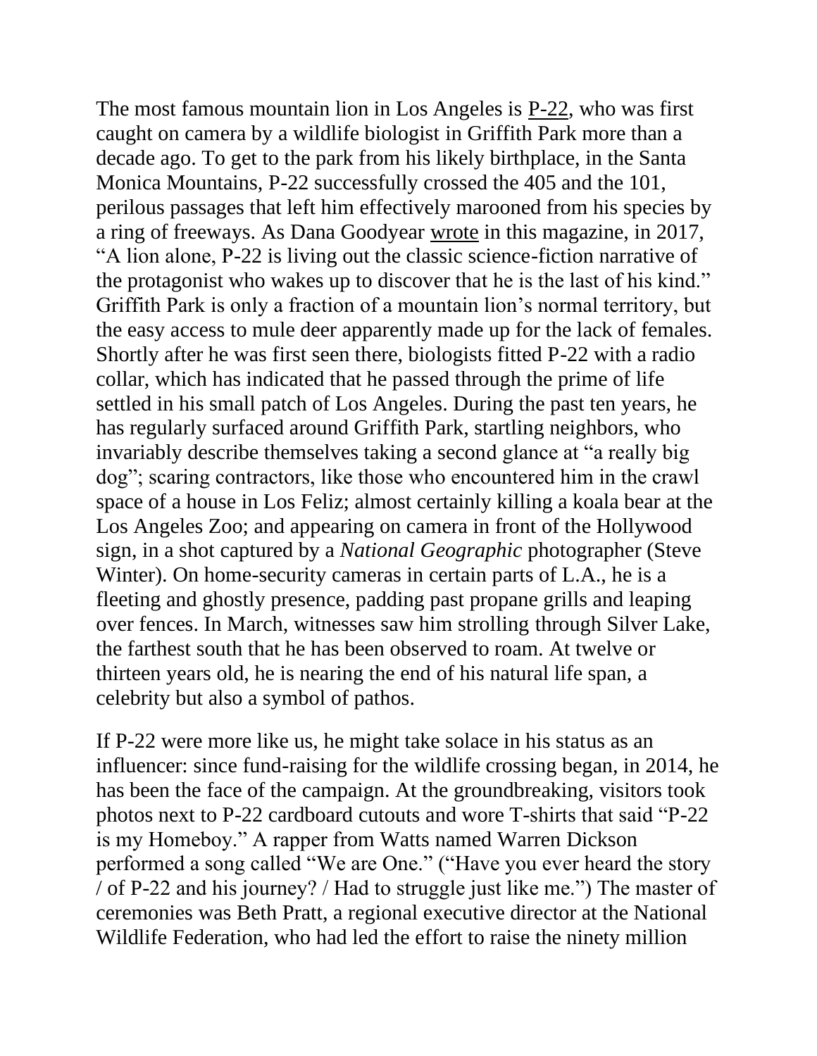The most famous mountain lion in Los Angeles is P-22, who was first caught on camera by a wildlife biologist in Griffith Park more than a decade ago. To get to the park from his likely birthplace, in the Santa Monica Mountains, P-22 successfully crossed the 405 and the 101, perilous passages that left him effectively marooned from his species by a ring of freeways. As Dana Goodyear wrote in this magazine, in 2017, "A lion alone, P-22 is living out the classic science-fiction narrative of the protagonist who wakes up to discover that he is the last of his kind." Griffith Park is only a fraction of a mountain lion's normal territory, but the easy access to mule deer apparently made up for the lack of females. Shortly after he was first seen there, biologists fitted P-22 with a radio collar, which has indicated that he passed through the prime of life settled in his small patch of Los Angeles. During the past ten years, he has regularly surfaced around Griffith Park, startling neighbors, who invariably describe themselves taking a second glance at "a really big dog"; scaring contractors, like those who encountered him in the crawl space of a house in Los Feliz; almost certainly killing a koala bear at the Los Angeles Zoo; and appearing on camera in front of the Hollywood sign, in a shot captured by a *National Geographic* photographer (Steve Winter). On home-security cameras in certain parts of L.A., he is a fleeting and ghostly presence, padding past propane grills and leaping over fences. In March, witnesses saw him strolling through Silver Lake, the farthest south that he has been observed to roam. At twelve or thirteen years old, he is nearing the end of his natural life span, a celebrity but also a symbol of pathos.

If P-22 were more like us, he might take solace in his status as an influencer: since fund-raising for the wildlife crossing began, in 2014, he has been the face of the campaign. At the groundbreaking, visitors took photos next to P-22 cardboard cutouts and wore T-shirts that said "P-22 is my Homeboy." A rapper from Watts named Warren Dickson performed a song called "We are One." ("Have you ever heard the story / of P-22 and his journey? / Had to struggle just like me.") The master of ceremonies was Beth Pratt, a regional executive director at the National Wildlife Federation, who had led the effort to raise the ninety million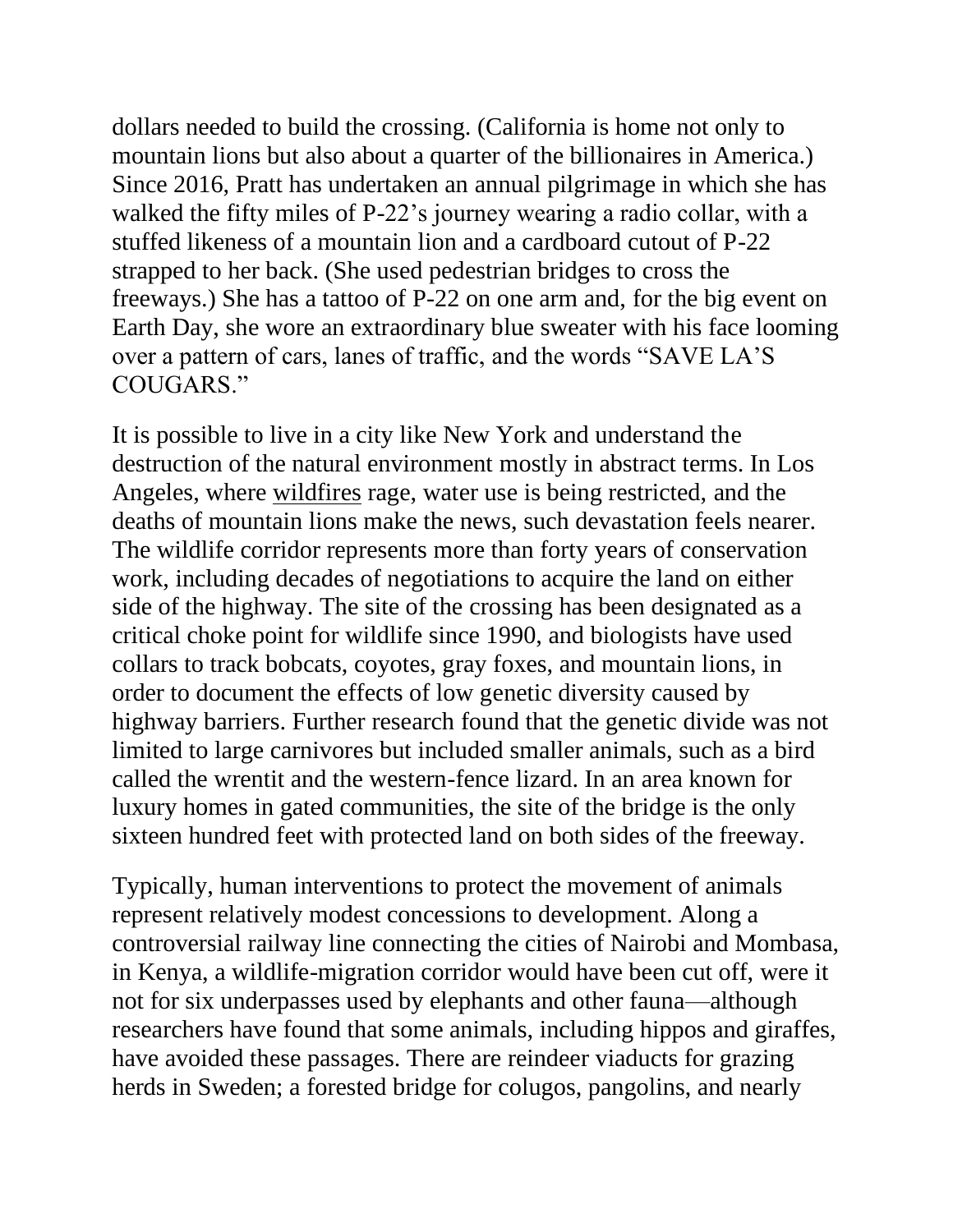dollars needed to build the crossing. (California is home not only to mountain lions but also about a quarter of the billionaires in America.) Since 2016, Pratt has undertaken an annual pilgrimage in which she has walked the fifty miles of P-22's journey wearing a radio collar, with a stuffed likeness of a mountain lion and a cardboard cutout of P-22 strapped to her back. (She used pedestrian bridges to cross the freeways.) She has a tattoo of P-22 on one arm and, for the big event on Earth Day, she wore an extraordinary blue sweater with his face looming over a pattern of cars, lanes of traffic, and the words "SAVE LA'S COUGARS."

It is possible to live in a city like New York and understand the destruction of the natural environment mostly in abstract terms. In Los Angeles, where wildfires rage, water use is being restricted, and the deaths of mountain lions make the news, such devastation feels nearer. The wildlife corridor represents more than forty years of conservation work, including decades of negotiations to acquire the land on either side of the highway. The site of the crossing has been designated as a critical choke point for wildlife since 1990, and biologists have used collars to track bobcats, coyotes, gray foxes, and mountain lions, in order to document the effects of low genetic diversity caused by highway barriers. Further research found that the genetic divide was not limited to large carnivores but included smaller animals, such as a bird called the wrentit and the western-fence lizard. In an area known for luxury homes in gated communities, the site of the bridge is the only sixteen hundred feet with protected land on both sides of the freeway.

Typically, human interventions to protect the movement of animals represent relatively modest concessions to development. Along a controversial railway line connecting the cities of Nairobi and Mombasa, in Kenya, a wildlife-migration corridor would have been cut off, were it not for six underpasses used by elephants and other fauna—although researchers have found that some animals, including hippos and giraffes, have avoided these passages. There are reindeer viaducts for grazing herds in Sweden; a forested bridge for colugos, pangolins, and nearly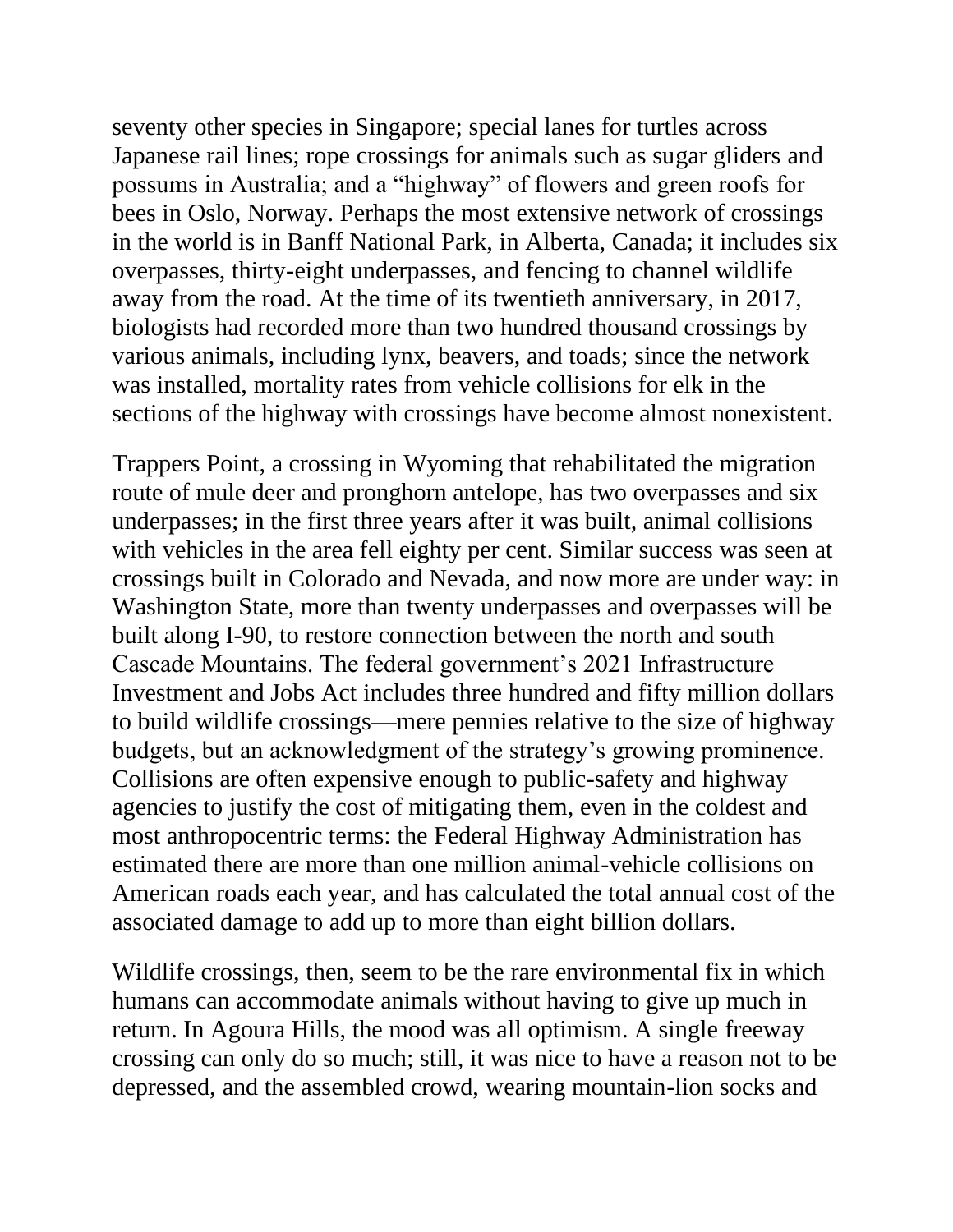seventy other species in Singapore; special lanes for turtles across Japanese rail lines; rope crossings for animals such as sugar gliders and possums in Australia; and a "highway" of flowers and green roofs for bees in Oslo, Norway. Perhaps the most extensive network of crossings in the world is in Banff National Park, in Alberta, Canada; it includes six overpasses, thirty-eight underpasses, and fencing to channel wildlife away from the road. At the time of its twentieth anniversary, in 2017, biologists had recorded more than two hundred thousand crossings by various animals, including lynx, beavers, and toads; since the network was installed, mortality rates from vehicle collisions for elk in the sections of the highway with crossings have become almost nonexistent.

Trappers Point, a crossing in Wyoming that rehabilitated the migration route of mule deer and pronghorn antelope, has two overpasses and six underpasses; in the first three years after it was built, animal collisions with vehicles in the area fell eighty per cent. Similar success was seen at crossings built in Colorado and Nevada, and now more are under way: in Washington State, more than twenty underpasses and overpasses will be built along I-90, to restore connection between the north and south Cascade Mountains. The federal government's 2021 Infrastructure Investment and Jobs Act includes three hundred and fifty million dollars to build wildlife crossings—mere pennies relative to the size of highway budgets, but an acknowledgment of the strategy's growing prominence. Collisions are often expensive enough to public-safety and highway agencies to justify the cost of mitigating them, even in the coldest and most anthropocentric terms: the Federal Highway Administration has estimated there are more than one million animal-vehicle collisions on American roads each year, and has calculated the total annual cost of the associated damage to add up to more than eight billion dollars.

Wildlife crossings, then, seem to be the rare environmental fix in which humans can accommodate animals without having to give up much in return. In Agoura Hills, the mood was all optimism. A single freeway crossing can only do so much; still, it was nice to have a reason not to be depressed, and the assembled crowd, wearing mountain-lion socks and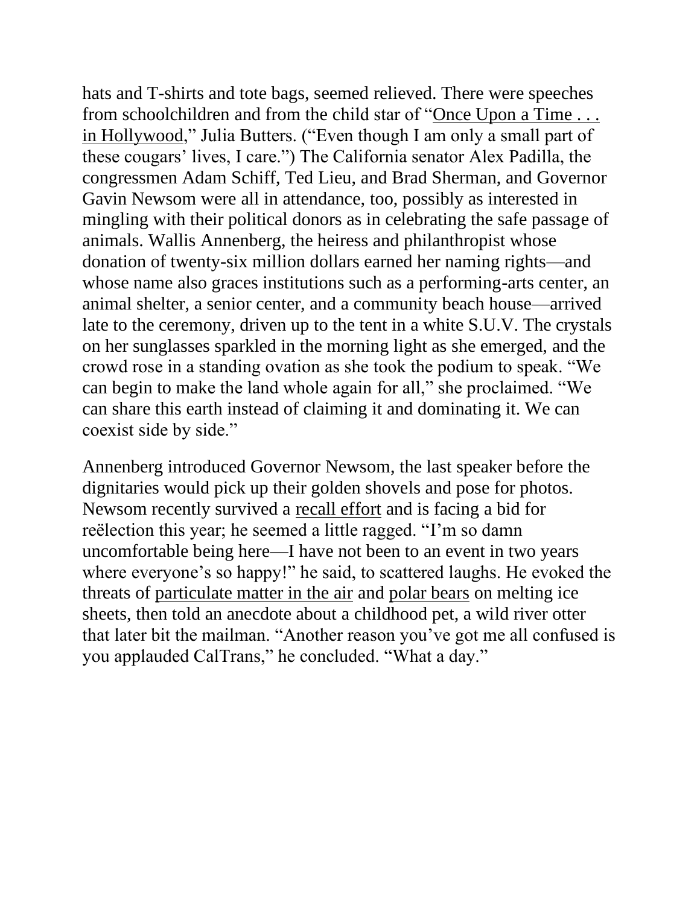hats and T-shirts and tote bags, seemed relieved. There were speeches from schoolchildren and from the child star of "Once Upon a Time . . . in Hollywood," Julia Butters. ("Even though I am only a small part of these cougars' lives, I care.") The California senator Alex Padilla, the congressmen Adam Schiff, Ted Lieu, and Brad Sherman, and Governor Gavin Newsom were all in attendance, too, possibly as interested in mingling with their political donors as in celebrating the safe passage of animals. Wallis Annenberg, the heiress and philanthropist whose donation of twenty-six million dollars earned her naming rights—and whose name also graces institutions such as a performing-arts center, an animal shelter, a senior center, and a community beach house—arrived late to the ceremony, driven up to the tent in a white S.U.V. The crystals on her sunglasses sparkled in the morning light as she emerged, and the crowd rose in a standing ovation as she took the podium to speak. "We can begin to make the land whole again for all," she proclaimed. "We can share this earth instead of claiming it and dominating it. We can coexist side by side."

Annenberg introduced Governor Newsom, the last speaker before the dignitaries would pick up their golden shovels and pose for photos. Newsom recently survived a recall effort and is facing a bid for reëlection this year; he seemed a little ragged. "I'm so damn uncomfortable being here—I have not been to an event in two years where everyone's so happy!" he said, to scattered laughs. He evoked the threats of particulate matter in the air and polar bears on melting ice sheets, then told an anecdote about a childhood pet, a wild river otter that later bit the mailman. "Another reason you've got me all confused is you applauded CalTrans," he concluded. "What a day."